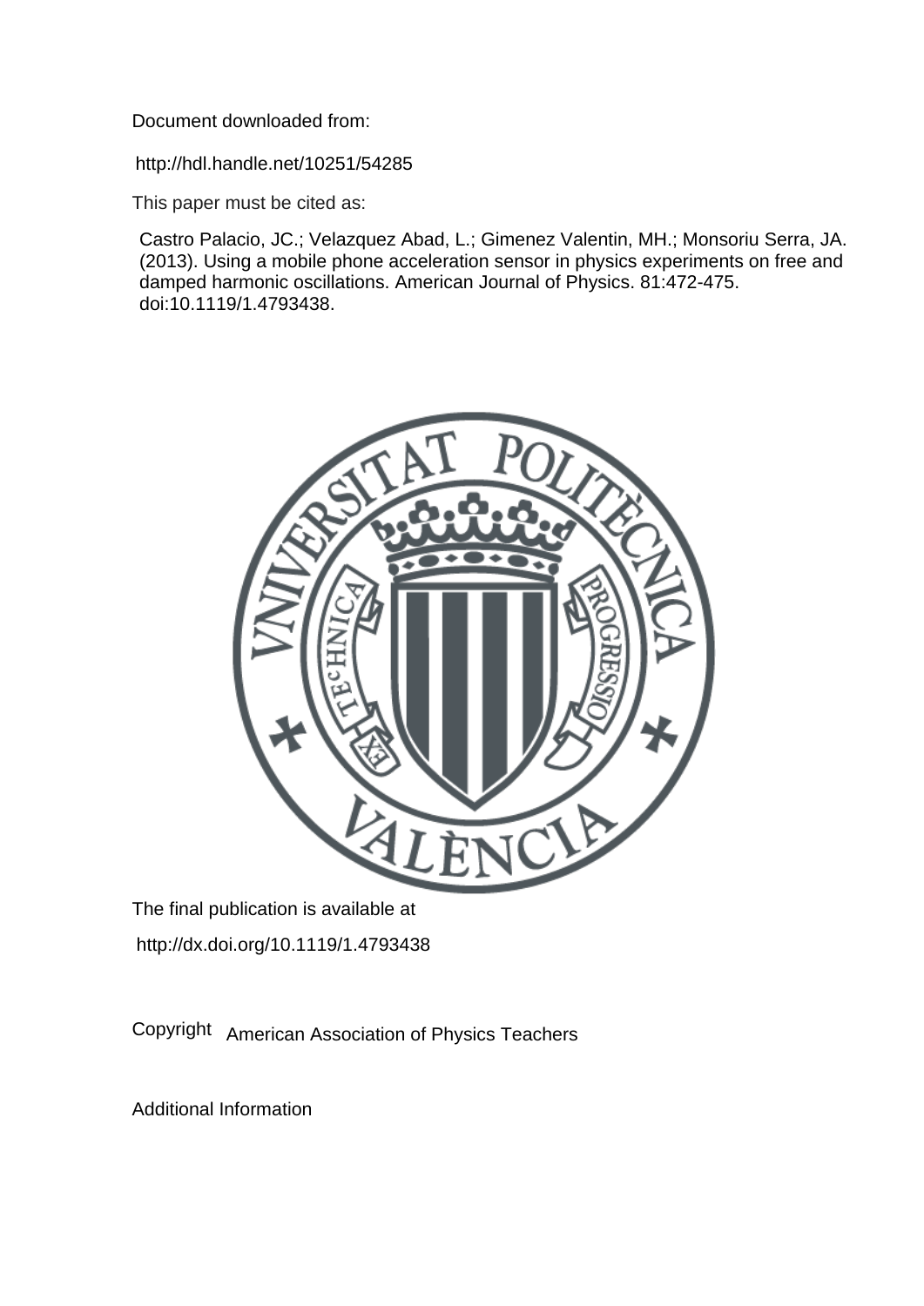Document downloaded from:

http://hdl.handle.net/10251/54285

This paper must be cited as:

Castro Palacio, JC.; Velazquez Abad, L.; Gimenez Valentin, MH.; Monsoriu Serra, JA. (2013). Using a mobile phone acceleration sensor in physics experiments on free and damped harmonic oscillations. American Journal of Physics. 81:472-475. doi:10.1119/1.4793438.

The final publication is available at

http://dx.doi.org/10.1119/1.4793438

Copyright American Association of Physics Teachers

Additional Information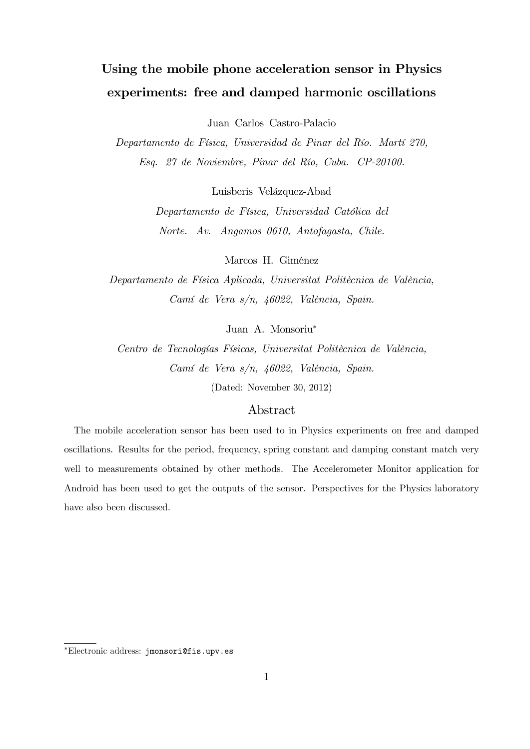# Using the mobile phone acceleration sensor in Physics experiments: free and damped harmonic oscillations

Juan Carlos Castro-Palacio

*Departamento de Física, Universidad de Pinar del Río. Martí 270, Esq. 27 de Noviembre, Pinar del Río, Cuba. CP-20100.*

Luisberis Velázquez-Abad

*Departamento de Física, Universidad Católica del Norte. Av. Angamos 0610, Antofagasta, Chile.*

Marcos H. Giménez

*Departamento de Física Aplicada, Universitat Politècnica de València, Camí de Vera s/n, 46022, València, Spain.*

Juan A. Monsoriu*

*Centro de Tecnologías Físicas, Universitat Politècnica de València, Camí de Vera s/n, 46022, València, Spain.*

(Dated: November 30, 2012)

## Abstract

The mobile acceleration sensor has been used to in Physics experiments on free and damped oscillations. Results for the period, frequency, spring constant and damping constant match very well to measurements obtained by other methods. The Accelerometer Monitor application for Android has been used to get the outputs of the sensor. Perspectives for the Physics laboratory have also been discussed.

---

*Electronic address: `jmonsori@fis.upv.es`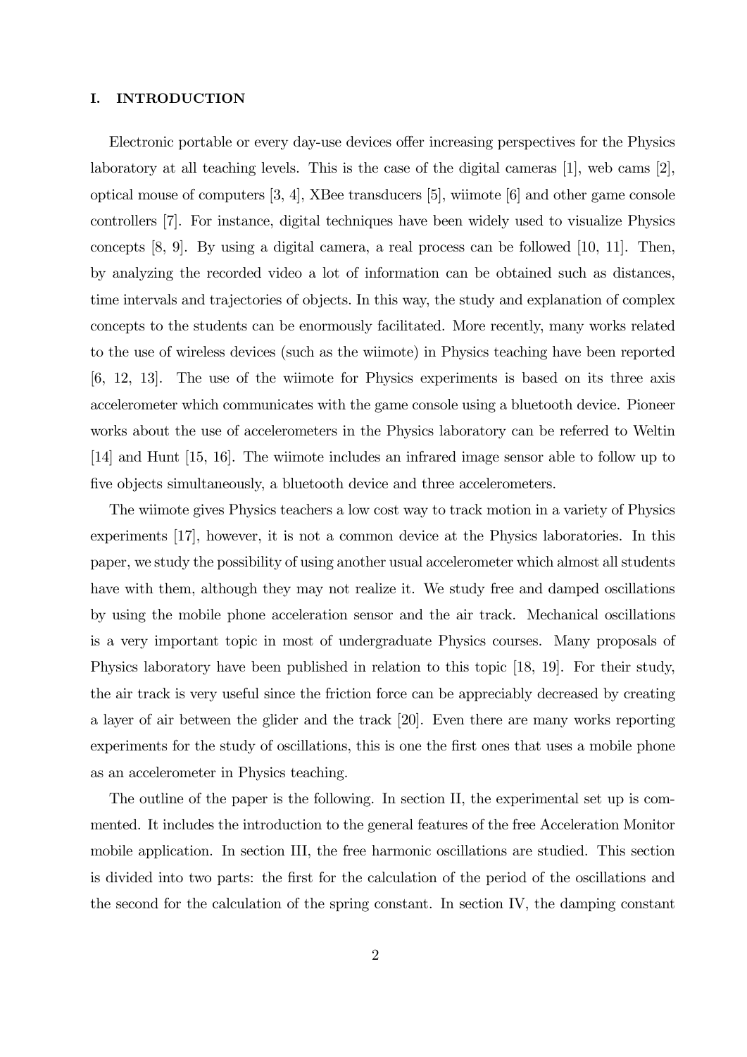## I. INTRODUCTION

Electronic portable or every day-use devices offer increasing perspectives for the Physics laboratory at all teaching levels. This is the case of the digital cameras [1], web cams [2], optical mouse of computers [3, 4], XBee transducers [5], wiimote [6] and other game console controllers [7]. For instance, digital techniques have been widely used to visualize Physics concepts [8, 9]. By using a digital camera, a real process can be followed [10, 11]. Then, by analyzing the recorded video a lot of information can be obtained such as distances, time intervals and trajectories of objects. In this way, the study and explanation of complex concepts to the students can be enormously facilitated. More recently, many works related to the use of wireless devices (such as the wiimote) in Physics teaching have been reported [6, 12, 13]. The use of the wiimote for Physics experiments is based on its three axis accelerometer which communicates with the game console using a bluetooth device. Pioneer works about the use of accelerometers in the Physics laboratory can be referred to Weltin [14] and Hunt [15, 16]. The wiimote includes an infrared image sensor able to follow up to five objects simultaneously, a bluetooth device and three accelerometers.

The wiimote gives Physics teachers a low cost way to track motion in a variety of Physics experiments [17], however, it is not a common device at the Physics laboratories. In this paper, we study the possibility of using another usual accelerometer which almost all students have with them, although they may not realize it. We study free and damped oscillations by using the mobile phone acceleration sensor and the air track. Mechanical oscillations is a very important topic in most of undergraduate Physics courses. Many proposals of Physics laboratory have been published in relation to this topic [18, 19]. For their study, the air track is very useful since the friction force can be appreciably decreased by creating a layer of air between the glider and the track [20]. Even there are many works reporting experiments for the study of oscillations, this is one the first ones that uses a mobile phone as an accelerometer in Physics teaching.

The outline of the paper is the following. In section II, the experimental set up is commented. It includes the introduction to the general features of the free Acceleration Monitor mobile application. In section III, the free harmonic oscillations are studied. This section is divided into two parts: the first for the calculation of the period of the oscillations and the second for the calculation of the spring constant. In section IV, the damping constant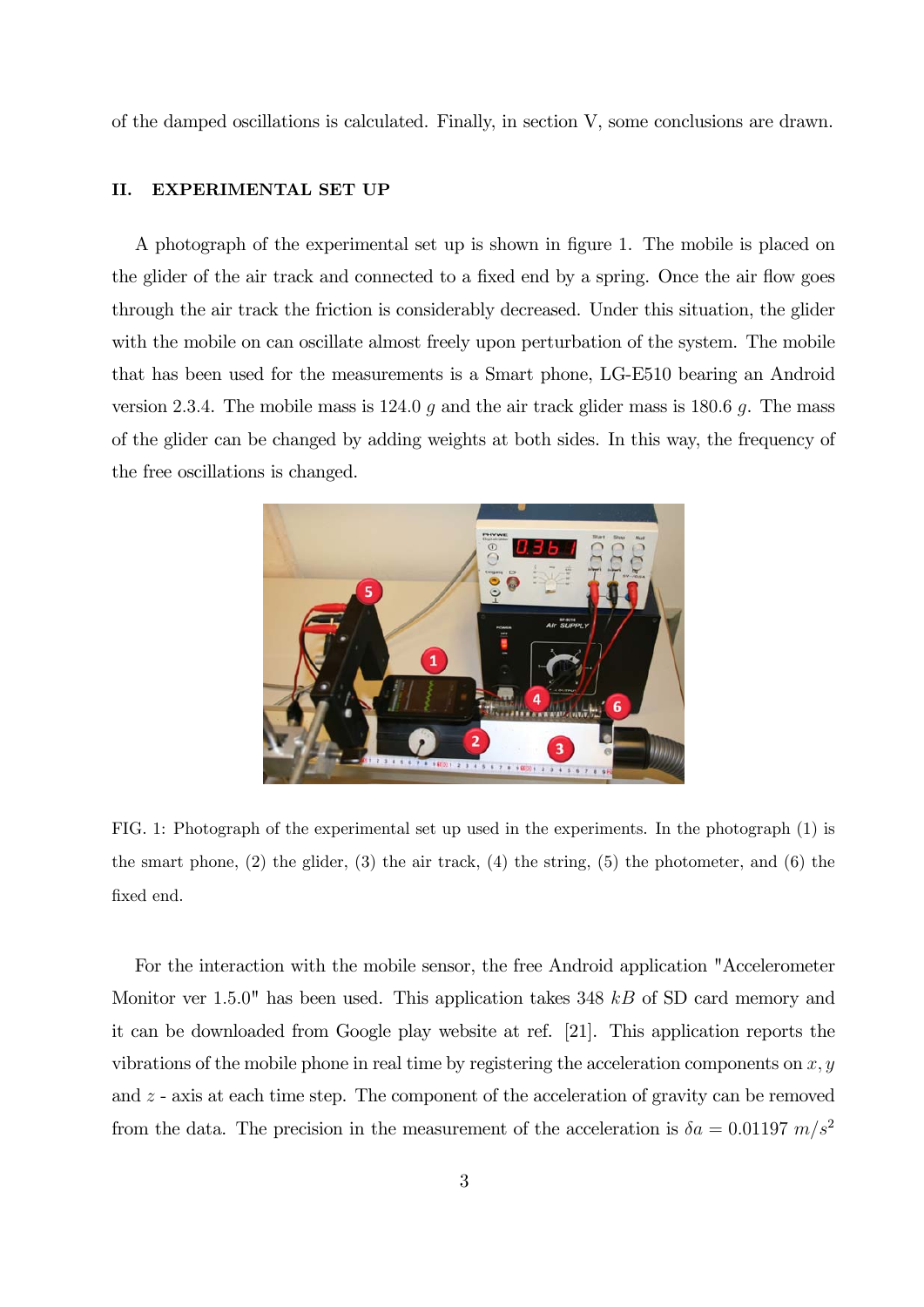of the damped oscillations is calculated. Finally, in section V, some conclusions are drawn.

## II. EXPERIMENTAL SET UP

A photograph of the experimental set up is shown in figure 1. The mobile is placed on the glider of the air track and connected to a fixed end by a spring. Once the air flow goes through the air track the friction is considerably decreased. Under this situation, the glider with the mobile on can oscillate almost freely upon perturbation of the system. The mobile that has been used for the measurements is a Smart phone, LG-E510 bearing an Android version 2.3.4. The mobile mass is 124.0 $g$ and the air track glider mass is 180.6 $g$. The mass of the glider can be changed by adding weights at both sides. In this way, the frequency of the free oscillations is changed.

FIG. 1: Photograph of the experimental set up used in the experiments. In the photograph (1) is the smart phone, (2) the glider, (3) the air track, (4) the string, (5) the photometer, and (6) the fixed end.

For the interaction with the mobile sensor, the free Android application "Accelerometer Monitor ver 1.5.0" has been used. This application takes 348 $kB$ of SD card memory and it can be downloaded from Google play website at ref. [21]. This application reports the vibrations of the mobile phone in real time by registering the acceleration components on $x, y$ and $z$ - axis at each time step. The component of the acceleration of gravity can be removed from the data. The precision in the measurement of the acceleration is $\delta a = 0.01197\ m/s^2$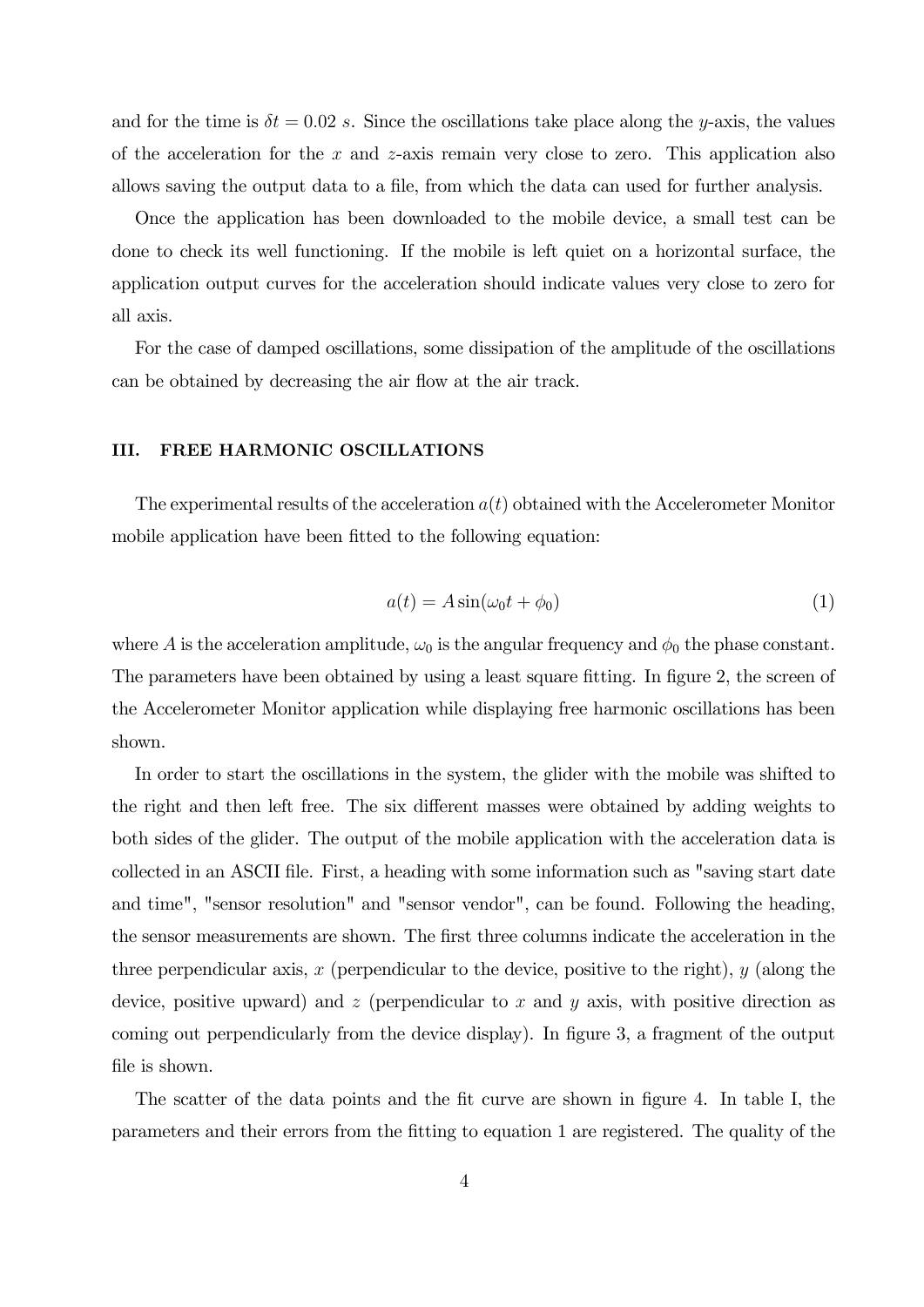and for the time is $\delta t = 0.02\ s$. Since the oscillations take place along the $y$-axis, the values of the acceleration for the $x$ and $z$-axis remain very close to zero. This application also allows saving the output data to a file, from which the data can used for further analysis.

Once the application has been downloaded to the mobile device, a small test can be done to check its well functioning. If the mobile is left quiet on a horizontal surface, the application output curves for the acceleration should indicate values very close to zero for all axis.

For the case of damped oscillations, some dissipation of the amplitude of the oscillations can be obtained by decreasing the air flow at the air track.

## III. FREE HARMONIC OSCILLATIONS

The experimental results of the acceleration $a(t)$ obtained with the Accelerometer Monitor mobile application have been fitted to the following equation:

$$a(t) = A \sin(\omega_0 t + \phi_0) \tag{1}$$

where $A$ is the acceleration amplitude, $\omega_0$ is the angular frequency and $\phi_0$ the phase constant. The parameters have been obtained by using a least square fitting. In figure 2, the screen of the Accelerometer Monitor application while displaying free harmonic oscillations has been shown.

In order to start the oscillations in the system, the glider with the mobile was shifted to the right and then left free. The six different masses were obtained by adding weights to both sides of the glider. The output of the mobile application with the acceleration data is collected in an ASCII file. First, a heading with some information such as "saving start date and time", "sensor resolution" and "sensor vendor", can be found. Following the heading, the sensor measurements are shown. The first three columns indicate the acceleration in the three perpendicular axis, $x$ (perpendicular to the device, positive to the right), $y$ (along the device, positive upward) and $z$ (perpendicular to $x$ and $y$ axis, with positive direction as coming out perpendicularly from the device display). In figure 3, a fragment of the output file is shown.

The scatter of the data points and the fit curve are shown in figure 4. In table I, the parameters and their errors from the fitting to equation 1 are registered. The quality of the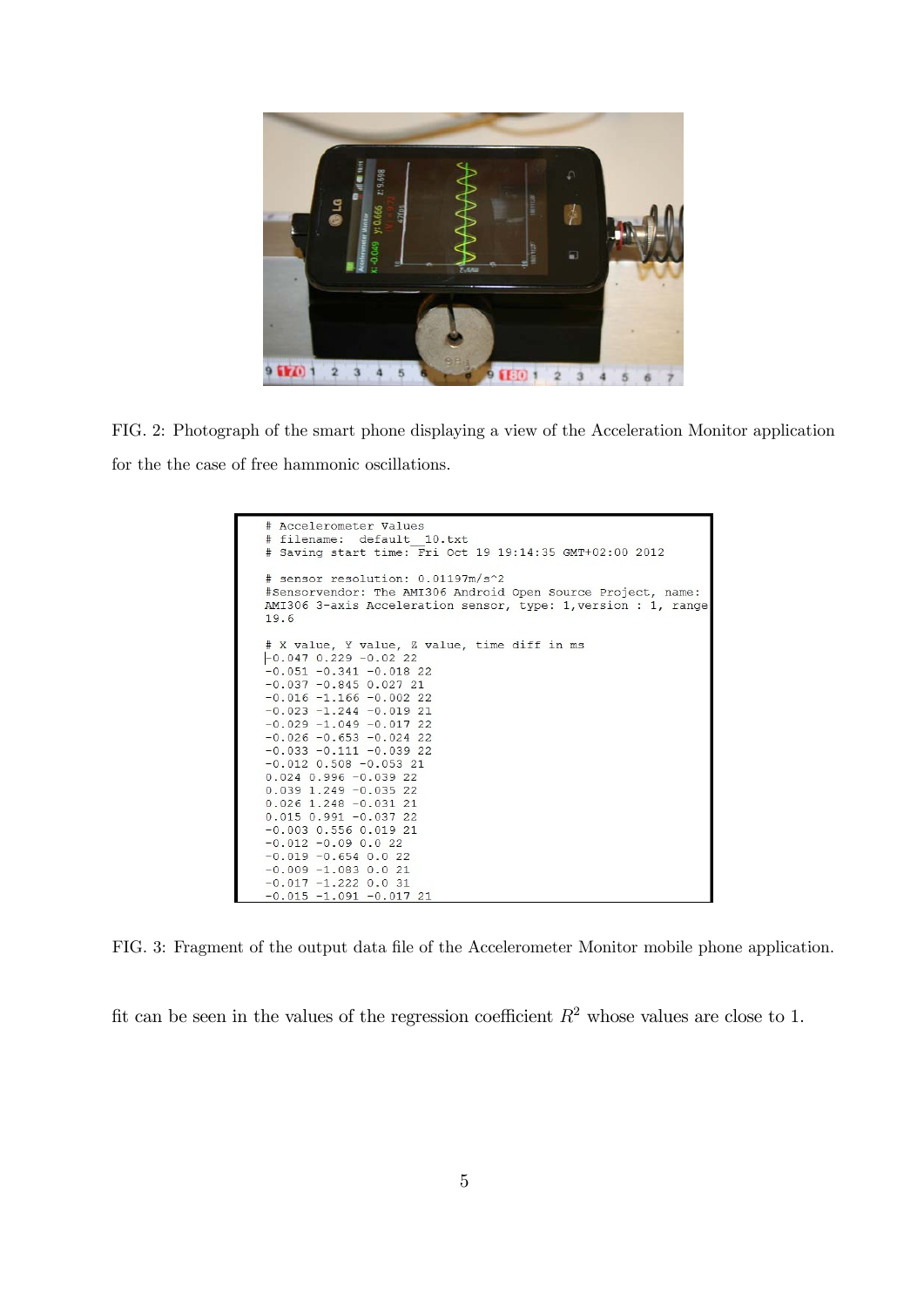FIG. 2: Photograph of the smart phone displaying a view of the Acceleration Monitor application for the the case of free hammonic oscillations.

```
# Accelerometer Values
# filename:  default__10.txt
# Saving start time: Fri Oct 19 19:14:35 GMT+02:00 2012

# sensor resolution: 0.01197m/s^2
#Sensorvendor: The AMI306 Android Open Source Project, name:
AMI306 3-axis Acceleration sensor, type: 1,version : 1, range
19.6

# X value, Y value, Z value, time diff in ms
-0.047 0.229 -0.02 22
-0.051 -0.341 -0.018 22
-0.037 -0.845 0.027 21
-0.016 -1.166 -0.002 22
-0.023 -1.244 -0.019 21
-0.029 -1.049 -0.017 22
-0.026 -0.653 -0.024 22
-0.033 -0.111 -0.039 22
-0.012 0.508 -0.053 21
0.024 0.996 -0.039 22
0.039 1.249 -0.035 22
0.026 1.248 -0.031 21
0.015 0.991 -0.037 22
-0.003 0.556 0.019 21
-0.012 -0.09 0.0 22
-0.019 -0.654 0.0 22
-0.009 -1.083 0.0 21
-0.017 -1.222 0.0 31
-0.015 -1.091 -0.017 21
```

FIG. 3: Fragment of the output data file of the Accelerometer Monitor mobile phone application.

fit can be seen in the values of the regression coefficient $R^2$ whose values are close to 1.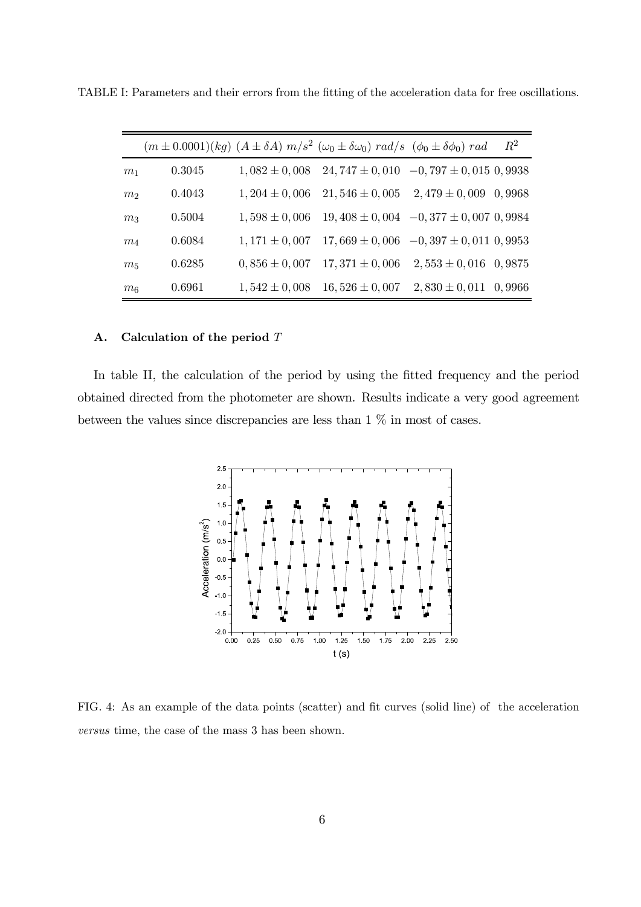TABLE I: Parameters and their errors from the fitting of the acceleration data for free oscillations.

| | $(m \pm 0.0001)(kg)$ | $(A \pm \delta A)\ m/s^2$ | $(\omega_0 \pm \delta\omega_0)\ rad/s$ | $(\phi_0 \pm \delta\phi_0)\ rad$ | $R^2$ |
|---|---|---|---|---|---|
| $m_1$ | 0.3045 | $1,082 \pm 0,008$ | $24,747 \pm 0,010$ | $-0,797 \pm 0,015$ | 0,9938 |
| $m_2$ | 0.4043 | $1,204 \pm 0,006$ | $21,546 \pm 0,005$ | $2,479 \pm 0,009$ | 0,9968 |
| $m_3$ | 0.5004 | $1,598 \pm 0,006$ | $19,408 \pm 0,004$ | $-0,377 \pm 0,007$ | 0,9984 |
| $m_4$ | 0.6084 | $1,171 \pm 0,007$ | $17,669 \pm 0,006$ | $-0,397 \pm 0,011$ | 0,9953 |
| $m_5$ | 0.6285 | $0,856 \pm 0,007$ | $17,371 \pm 0,006$ | $2,553 \pm 0,016$ | 0,9875 |
| $m_6$ | 0.6961 | $1,542 \pm 0,008$ | $16,526 \pm 0,007$ | $2,830 \pm 0,011$ | 0,9966 |

### A. Calculation of the period $T$

In table II, the calculation of the period by using the fitted frequency and the period obtained directed from the photometer are shown. Results indicate a very good agreement between the values since discrepancies are less than 1 % in most of cases.

FIG. 4: As an example of the data points (scatter) and fit curves (solid line) of the acceleration *versus* time, the case of the mass 3 has been shown.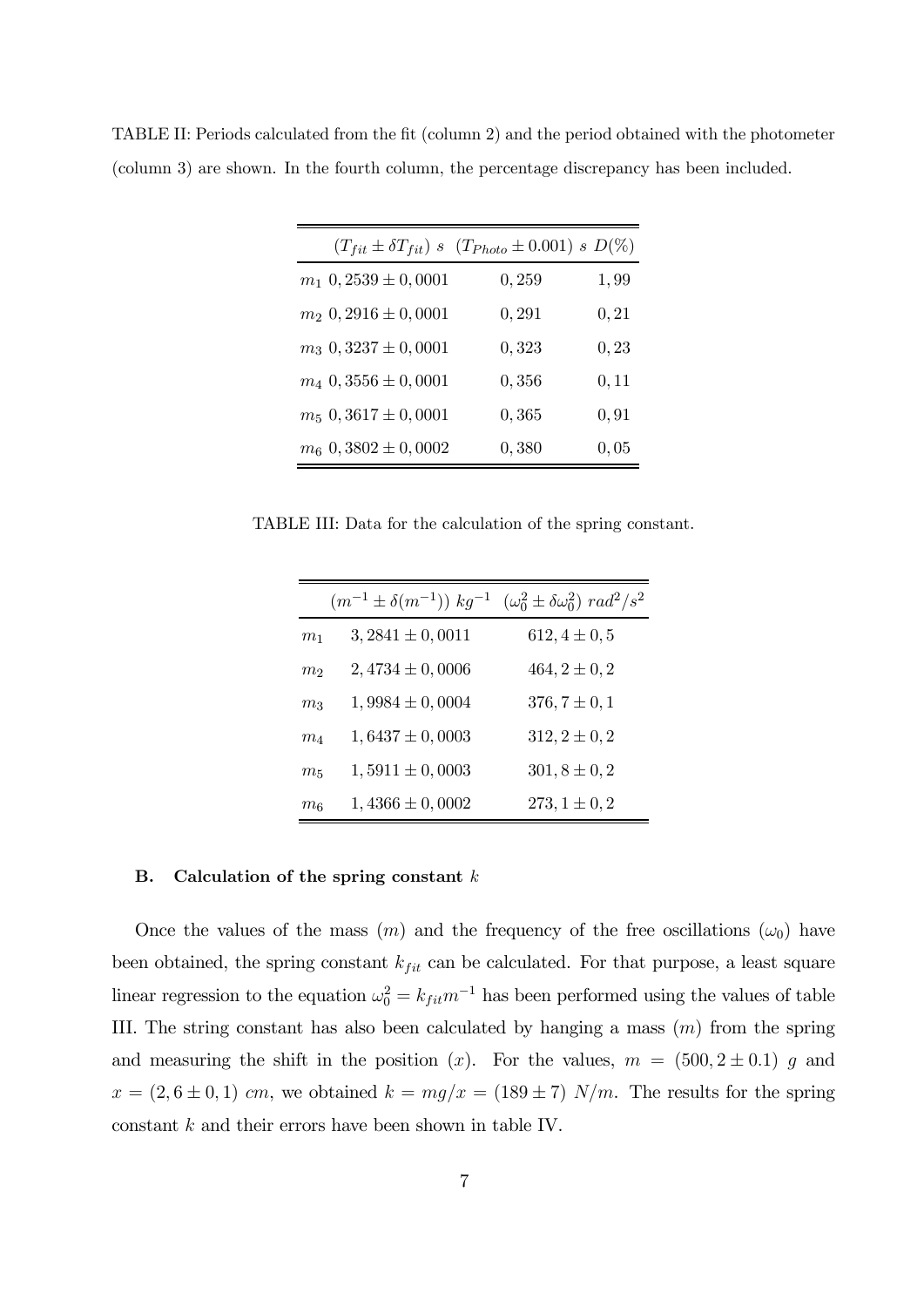TABLE II: Periods calculated from the fit (column 2) and the period obtained with the photometer (column 3) are shown. In the fourth column, the percentage discrepancy has been included.

| | $(T_{fit} \pm \delta T_{fit})$ $s$ | $(T_{Photo} \pm 0.001)$ $s$ | $D(\%)$ |
|---|---|---|---|
| $m_1$ | $0,2539 \pm 0,0001$ | $0,259$ | $1,99$ |
| $m_2$ | $0,2916 \pm 0,0001$ | $0,291$ | $0,21$ |
| $m_3$ | $0,3237 \pm 0,0001$ | $0,323$ | $0,23$ |
| $m_4$ | $0,3556 \pm 0,0001$ | $0,356$ | $0,11$ |
| $m_5$ | $0,3617 \pm 0,0001$ | $0,365$ | $0,91$ |
| $m_6$ | $0,3802 \pm 0,0002$ | $0,380$ | $0,05$ |

TABLE III: Data for the calculation of the spring constant.

| | $(m^{-1} \pm \delta(m^{-1}))$ $kg^{-1}$ | $(\omega_0^2 \pm \delta\omega_0^2)$ $rad^2/s^2$ |
|---|---|---|
| $m_1$ | $3,2841 \pm 0,0011$ | $612,4 \pm 0,5$ |
| $m_2$ | $2,4734 \pm 0,0006$ | $464,2 \pm 0,2$ |
| $m_3$ | $1,9984 \pm 0,0004$ | $376,7 \pm 0,1$ |
| $m_4$ | $1,6437 \pm 0,0003$ | $312,2 \pm 0,2$ |
| $m_5$ | $1,5911 \pm 0,0003$ | $301,8 \pm 0,2$ |
| $m_6$ | $1,4366 \pm 0,0002$ | $273,1 \pm 0,2$ |

### B. Calculation of the spring constant $k$

Once the values of the mass ($m$) and the frequency of the free oscillations ($\omega_0$) have been obtained, the spring constant $k_{fit}$ can be calculated. For that purpose, a least square linear regression to the equation $\omega_0^2 = k_{fit} m^{-1}$ has been performed using the values of table III. The string constant has also been calculated by hanging a mass ($m$) from the spring and measuring the shift in the position ($x$). For the values, $m = (500,2 \pm 0.1)$ $g$ and $x = (2,6 \pm 0,1)$ $cm$, we obtained $k = mg/x = (189 \pm 7)$ $N/m$. The results for the spring constant $k$ and their errors have been shown in table IV.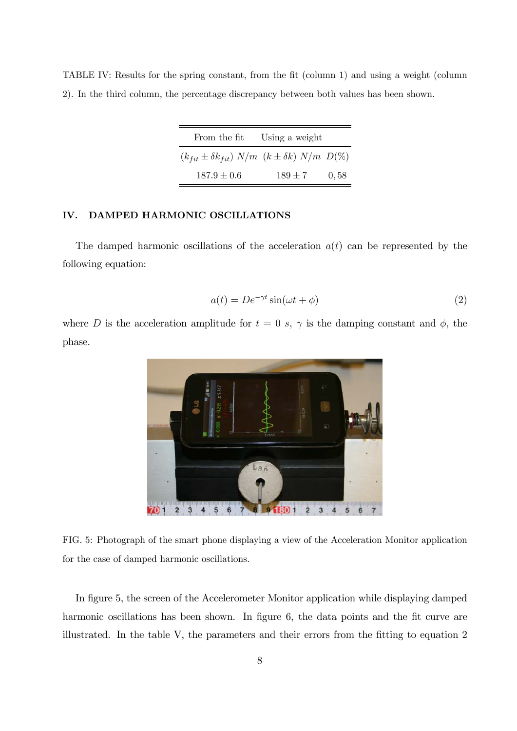TABLE IV: Results for the spring constant, from the fit (column 1) and using a weight (column 2). In the third column, the percentage discrepancy between both values has been shown.

| From the fit | Using a weight | |
|---|---|---|
| $(k_{fit} \pm \delta k_{fit})\ N/m$ | $(k \pm \delta k)\ N/m$ | $D(\%)$ |
| $187.9 \pm 0.6$ | $189 \pm 7$ | 0,58 |

## IV. DAMPED HARMONIC OSCILLATIONS

The damped harmonic oscillations of the acceleration $a(t)$ can be represented by the following equation:

$$a(t) = De^{-\gamma t} \sin(\omega t + \phi) \tag{2}$$

where $D$ is the acceleration amplitude for $t = 0\ s$, $\gamma$ is the damping constant and $\phi$, the phase.

FIG. 5: Photograph of the smart phone displaying a view of the Acceleration Monitor application for the case of damped harmonic oscillations.

In figure 5, the screen of the Accelerometer Monitor application while displaying damped harmonic oscillations has been shown. In figure 6, the data points and the fit curve are illustrated. In the table V, the parameters and their errors from the fitting to equation 2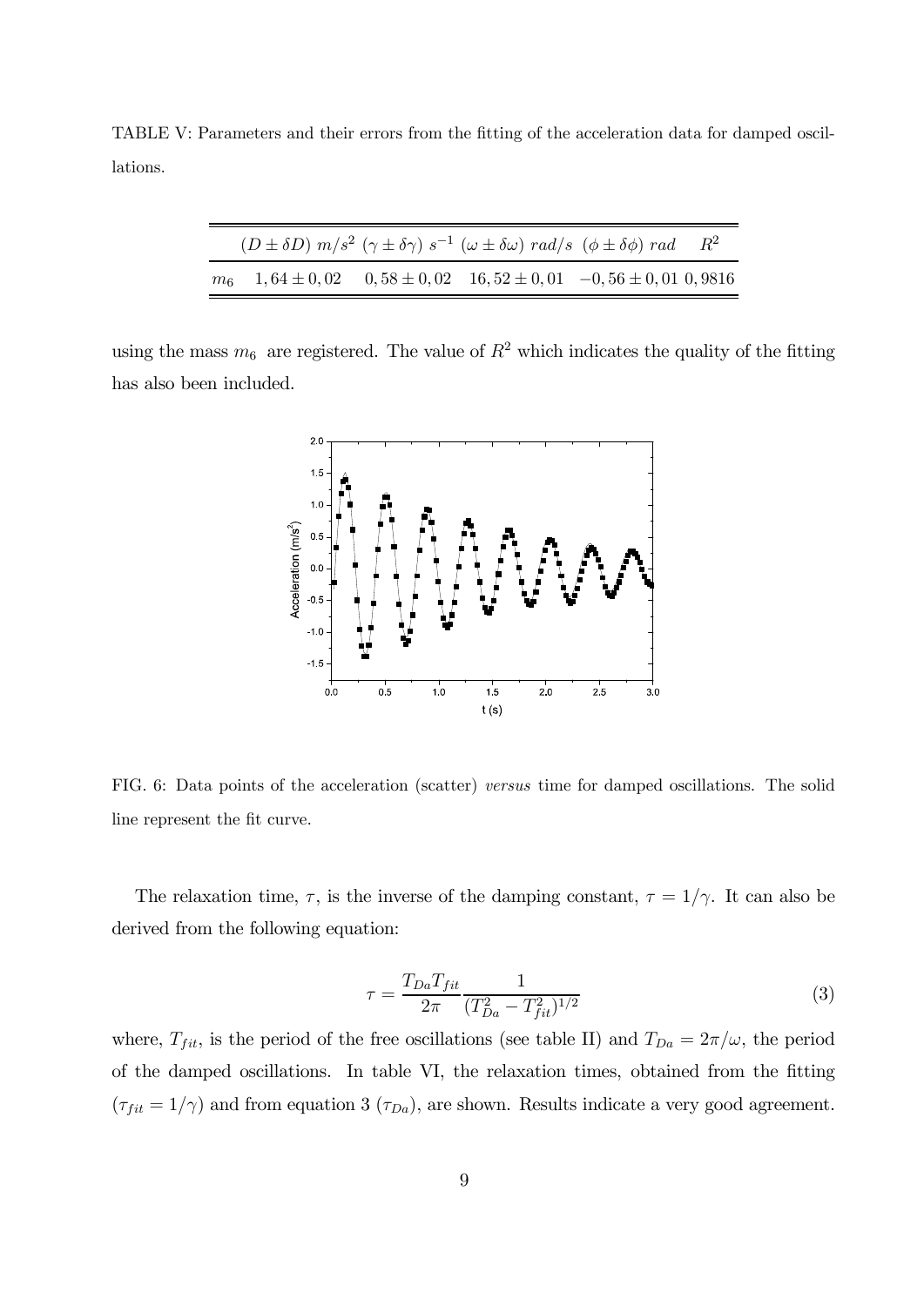TABLE V: Parameters and their errors from the fitting of the acceleration data for damped oscillations.

| | $(D \pm \delta D)$ $m/s^2$ | $(\gamma \pm \delta\gamma)$ $s^{-1}$ | $(\omega \pm \delta\omega)$ $rad/s$ | $(\phi \pm \delta\phi)$ $rad$ | $R^2$ |
|---|---|---|---|---|---|
| $m_6$ | $1,64 \pm 0,02$ | $0,58 \pm 0,02$ | $16,52 \pm 0,01$ | $-0,56 \pm 0,01$ | $0,9816$ |

using the mass $m_6$ are registered. The value of $R^2$ which indicates the quality of the fitting has also been included.

FIG. 6: Data points of the acceleration (scatter) *versus* time for damped oscillations. The solid line represent the fit curve.

The relaxation time, $\tau$, is the inverse of the damping constant, $\tau = 1/\gamma$. It can also be derived from the following equation:

$$\tau = \frac{T_{Da} T_{fit}}{2\pi} \frac{1}{(T_{Da}^2 - T_{fit}^2)^{1/2}} \tag{3}$$

where, $T_{fit}$, is the period of the free oscillations (see table II) and $T_{Da} = 2\pi/\omega$, the period of the damped oscillations. In table VI, the relaxation times, obtained from the fitting ($\tau_{fit} = 1/\gamma$) and from equation 3 ($\tau_{Da}$), are shown. Results indicate a very good agreement.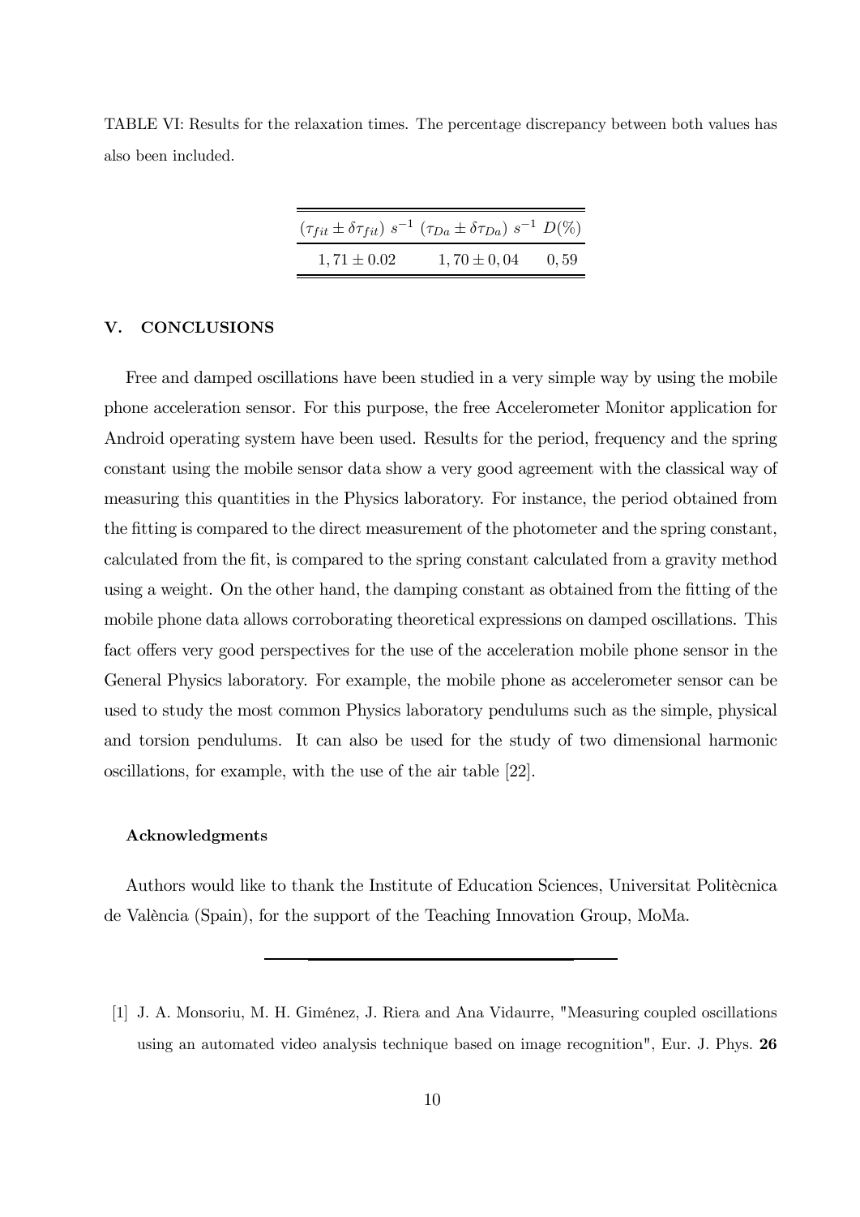TABLE VI: Results for the relaxation times. The percentage discrepancy between both values has also been included.

| $(\tau_{fit} \pm \delta\tau_{fit})\ s^{-1}$ | $(\tau_{Da} \pm \delta\tau_{Da})\ s^{-1}$ | $D(\%)$ |
|---|---|---|
| $1,71 \pm 0.02$ | $1,70 \pm 0,04$ | $0,59$ |

## V. CONCLUSIONS

Free and damped oscillations have been studied in a very simple way by using the mobile phone acceleration sensor. For this purpose, the free Accelerometer Monitor application for Android operating system have been used. Results for the period, frequency and the spring constant using the mobile sensor data show a very good agreement with the classical way of measuring this quantities in the Physics laboratory. For instance, the period obtained from the fitting is compared to the direct measurement of the photometer and the spring constant, calculated from the fit, is compared to the spring constant calculated from a gravity method using a weight. On the other hand, the damping constant as obtained from the fitting of the mobile phone data allows corroborating theoretical expressions on damped oscillations. This fact offers very good perspectives for the use of the acceleration mobile phone sensor in the General Physics laboratory. For example, the mobile phone as accelerometer sensor can be used to study the most common Physics laboratory pendulums such as the simple, physical and torsion pendulums. It can also be used for the study of two dimensional harmonic oscillations, for example, with the use of the air table [22].

### Acknowledgments

Authors would like to thank the Institute of Education Sciences, Universitat Politècnica de València (Spain), for the support of the Teaching Innovation Group, MoMa.

---

[1] J. A. Monsoriu, M. H. Giménez, J. Riera and Ana Vidaurre, "Measuring coupled oscillations using an automated video analysis technique based on image recognition", Eur. J. Phys. **26**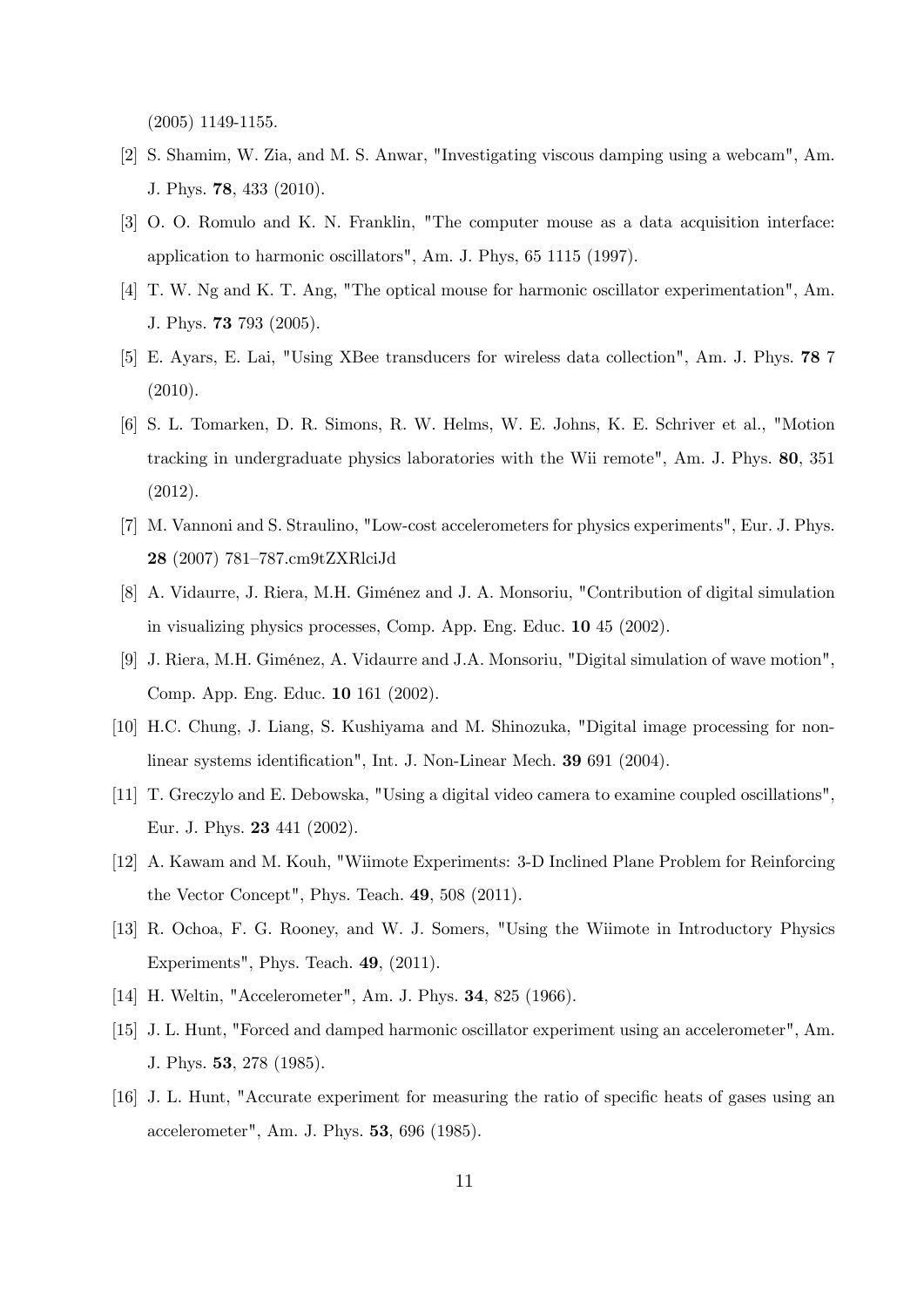(2005) 1149-1155.

[2] S. Shamim, W. Zia, and M. S. Anwar, "Investigating viscous damping using a webcam", Am. J. Phys. **78**, 433 (2010).

[3] O. O. Romulo and K. N. Franklin, "The computer mouse as a data acquisition interface: application to harmonic oscillators", Am. J. Phys, 65 1115 (1997).

[4] T. W. Ng and K. T. Ang, "The optical mouse for harmonic oscillator experimentation", Am. J. Phys. **73** 793 (2005).

[5] E. Ayars, E. Lai, "Using XBee transducers for wireless data collection", Am. J. Phys. **78** 7 (2010).

[6] S. L. Tomarken, D. R. Simons, R. W. Helms, W. E. Johns, K. E. Schriver et al., "Motion tracking in undergraduate physics laboratories with the Wii remote", Am. J. Phys. **80**, 351 (2012).

[7] M. Vannoni and S. Straulino, "Low-cost accelerometers for physics experiments", Eur. J. Phys. **28** (2007) 781–787.cm9tZXRlciJd

[8] A. Vidaurre, J. Riera, M.H. Giménez and J. A. Monsoriu, "Contribution of digital simulation in visualizing physics processes, Comp. App. Eng. Educ. **10** 45 (2002).

[9] J. Riera, M.H. Giménez, A. Vidaurre and J.A. Monsoriu, "Digital simulation of wave motion", Comp. App. Eng. Educ. **10** 161 (2002).

[10] H.C. Chung, J. Liang, S. Kushiyama and M. Shinozuka, "Digital image processing for non-linear systems identification", Int. J. Non-Linear Mech. **39** 691 (2004).

[11] T. Greczylo and E. Debowska, "Using a digital video camera to examine coupled oscillations", Eur. J. Phys. **23** 441 (2002).

[12] A. Kawam and M. Kouh, "Wiimote Experiments: 3-D Inclined Plane Problem for Reinforcing the Vector Concept", Phys. Teach. **49**, 508 (2011).

[13] R. Ochoa, F. G. Rooney, and W. J. Somers, "Using the Wiimote in Introductory Physics Experiments", Phys. Teach. **49**, (2011).

[14] H. Weltin, "Accelerometer", Am. J. Phys. **34**, 825 (1966).

[15] J. L. Hunt, "Forced and damped harmonic oscillator experiment using an accelerometer", Am. J. Phys. **53**, 278 (1985).

[16] J. L. Hunt, "Accurate experiment for measuring the ratio of specific heats of gases using an accelerometer", Am. J. Phys. **53**, 696 (1985).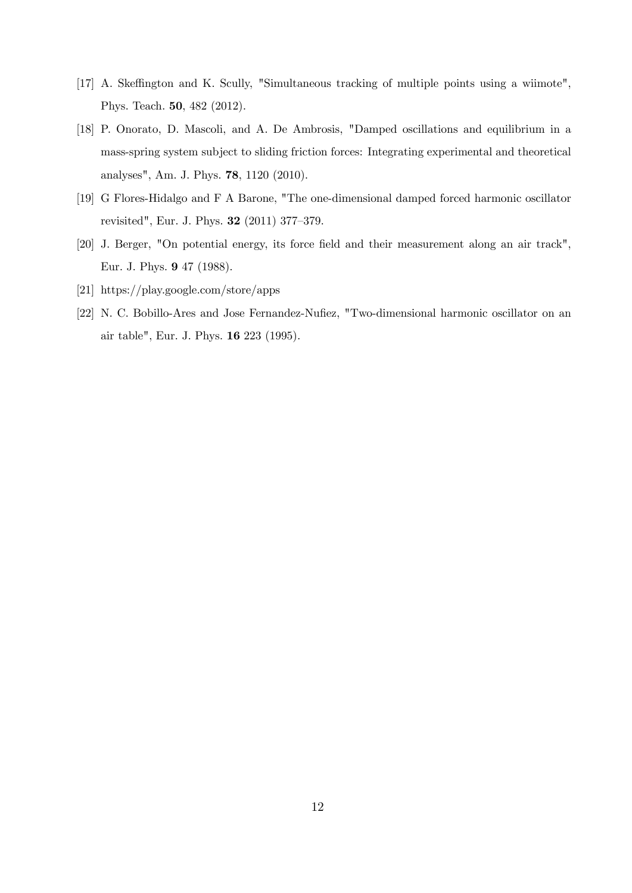[17] A. Skeffington and K. Scully, "Simultaneous tracking of multiple points using a wiimote", Phys. Teach. **50**, 482 (2012).

[18] P. Onorato, D. Mascoli, and A. De Ambrosis, "Damped oscillations and equilibrium in a mass-spring system subject to sliding friction forces: Integrating experimental and theoretical analyses", Am. J. Phys. **78**, 1120 (2010).

[19] G Flores-Hidalgo and F A Barone, "The one-dimensional damped forced harmonic oscillator revisited", Eur. J. Phys. **32** (2011) 377–379.

[20] J. Berger, "On potential energy, its force field and their measurement along an air track", Eur. J. Phys. **9** 47 (1988).

[21] https://play.google.com/store/apps

[22] N. C. Bobillo-Ares and Jose Fernandez-Nuñez, "Two-dimensional harmonic oscillator on an air table", Eur. J. Phys. **16** 223 (1995).